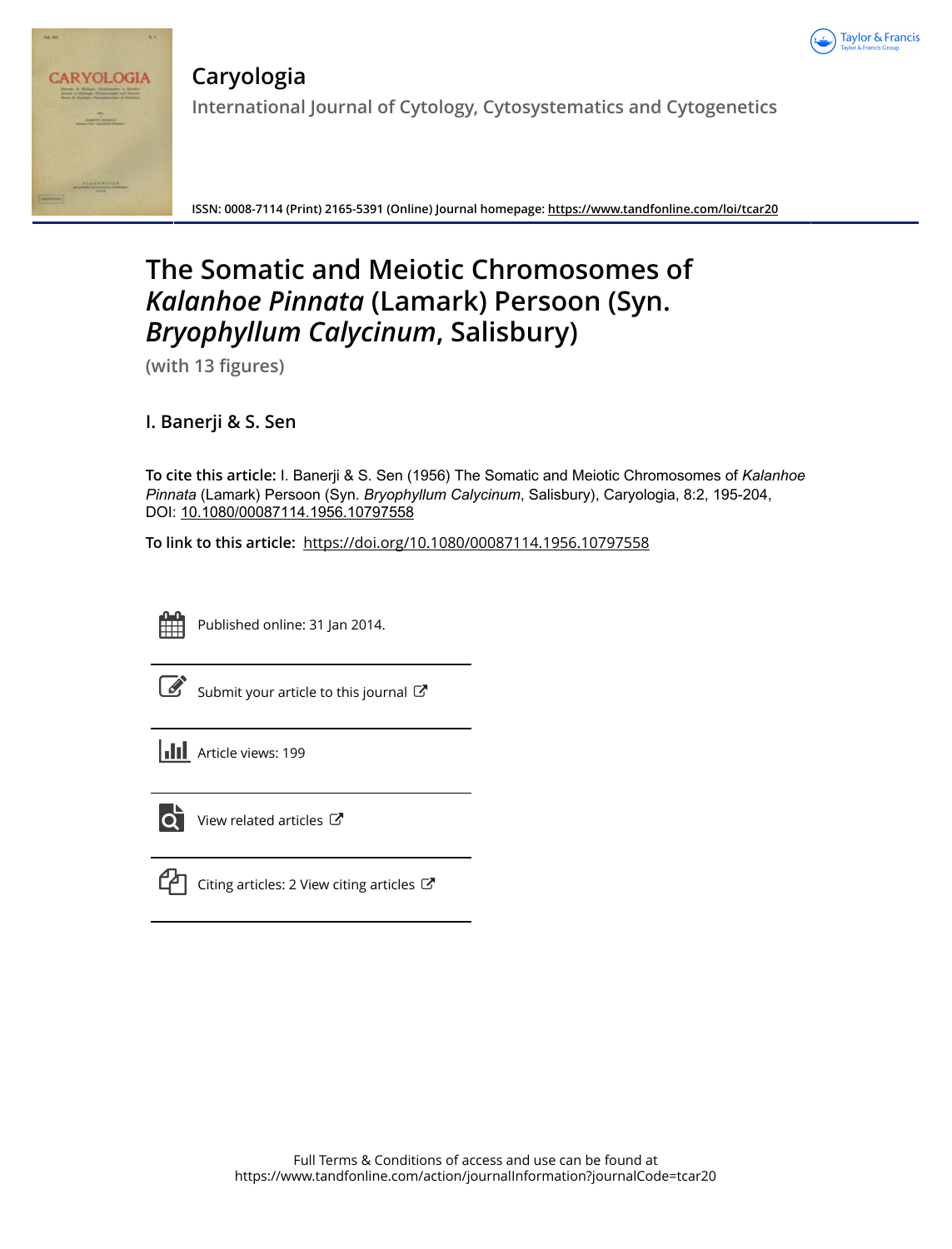# Caryologia

International Journal of Cytology, Cytosystematics and Cytogenetics

ISSN: 0008-7114 (Print) 2165-5391 (Online) Journal homepage: https://www.tandfonline.com/loi/tcar20

# The Somatic and Meiotic Chromosomes of *Kalanhoe Pinnata* (Lamark) Persoon (Syn. *Bryophyllum Calycinum*, Salisbury)

(with 13 figures)

**I. Banerji & S. Sen**

**To cite this article:** I. Banerji & S. Sen (1956) The Somatic and Meiotic Chromosomes of *Kalanhoe Pinnata* (Lamark) Persoon (Syn. *Bryophyllum Calycinum*, Salisbury), Caryologia, 8:2, 195-204, DOI: 10.1080/00087114.1956.10797558

**To link to this article:** https://doi.org/10.1080/00087114.1956.10797558

Published online: 31 Jan 2014.

Submit your article to this journal

Article views: 199

View related articles

Citing articles: 2 View citing articles

Full Terms & Conditions of access and use can be found at
https://www.tandfonline.com/action/journalInformation?journalCode=tcar20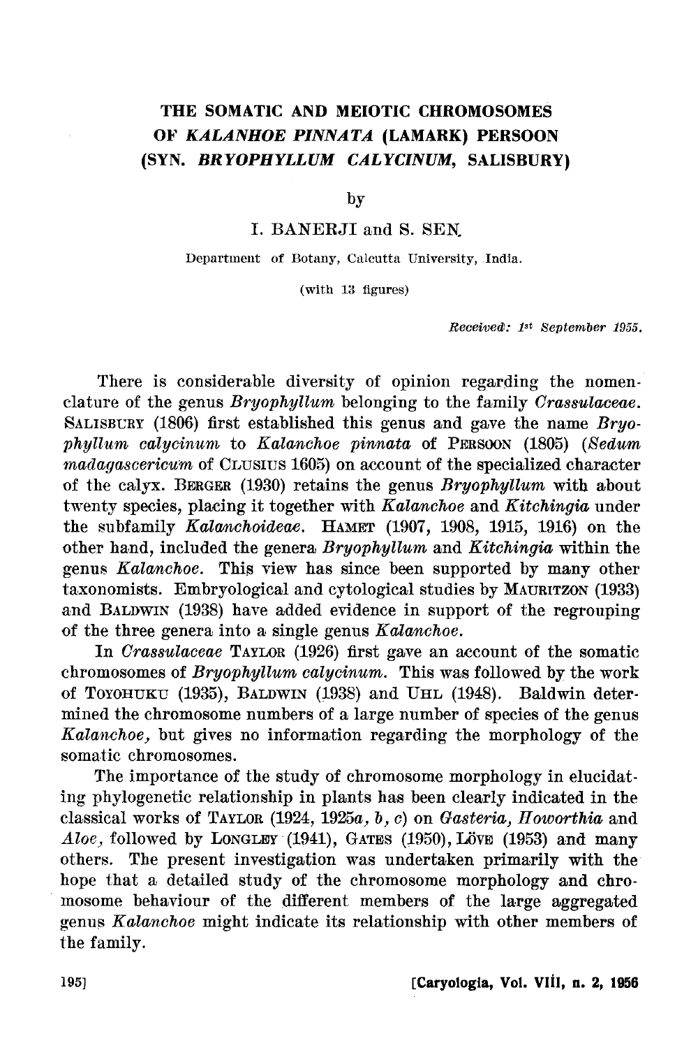# THE SOMATIC AND MEIOTIC CHROMOSOMES OF *KALANHOE PINNATA* (LAMARK) PERSOON (SYN. *BRYOPHYLLUM CALYCINUM*, SALISBURY)

by

I. BANERJI and S. SEN.

Department of Botany, Calcutta University, India.

(with 13 figures)

*Received: 1st September 1955.*

There is considerable diversity of opinion regarding the nomenclature of the genus *Bryophyllum* belonging to the family *Crassulaceae*. SALISBURY (1806) first established this genus and gave the name *Bryophyllum calycinum* to *Kalanchoe pinnata* of PERSOON (1805) (*Sedum madagascericum* of CLUSIUS 1605) on account of the specialized character of the calyx. BERGER (1930) retains the genus *Bryophyllum* with about twenty species, placing it together with *Kalanchoe* and *Kitchingia* under the subfamily *Kalanchoideae*. HAMET (1907, 1908, 1915, 1916) on the other hand, included the genera *Bryophyllum* and *Kitchingia* within the genus *Kalanchoe*. This view has since been supported by many other taxonomists. Embryological and cytological studies by MAURITZON (1933) and BALDWIN (1938) have added evidence in support of the regrouping of the three genera into a single genus *Kalanchoe*.

In *Crassulaceae* TAYLOR (1926) first gave an account of the somatic chromosomes of *Bryophyllum calycinum*. This was followed by the work of TOYOHUKU (1935), BALDWIN (1938) and UHL (1948). Baldwin determined the chromosome numbers of a large number of species of the genus *Kalanchoe*, but gives no information regarding the morphology of the somatic chromosomes.

The importance of the study of chromosome morphology in elucidating phylogenetic relationship in plants has been clearly indicated in the classical works of TAYLOR (1924, 1925*a*, *b*, *c*) on *Gasteria*, *Howorthia* and *Aloe*, followed by LONGLEY (1941), GATES (1950), LÖVE (1953) and many others. The present investigation was undertaken primarily with the hope that a detailed study of the chromosome morphology and chromosome behaviour of the different members of the large aggregated genus *Kalanchoe* might indicate its relationship with other members of the family.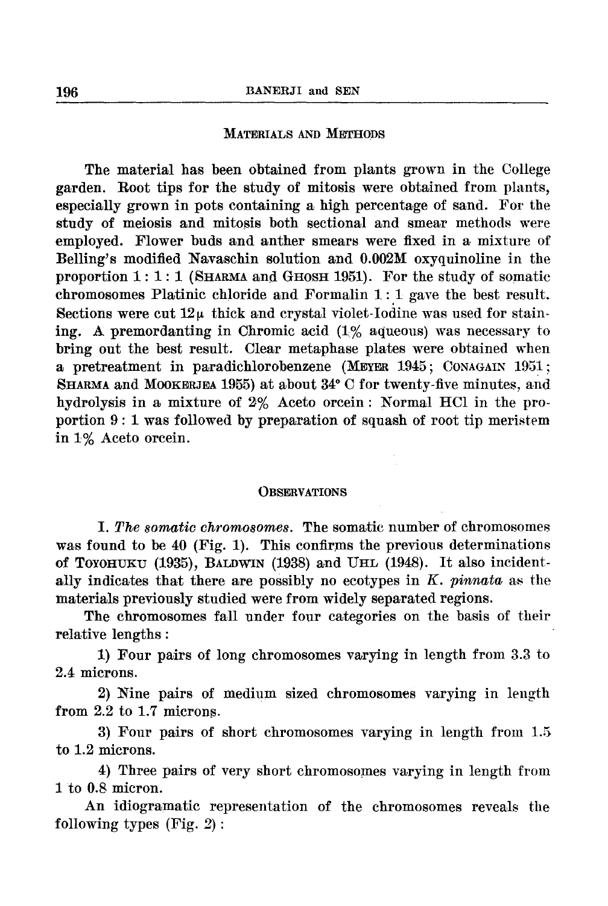## Materials and Methods

The material has been obtained from plants grown in the College garden. Root tips for the study of mitosis were obtained from plants, especially grown in pots containing a high percentage of sand. For the study of meiosis and mitosis both sectional and smear methods were employed. Flower buds and anther smears were fixed in a mixture of Belling's modified Navaschin solution and 0.002M oxyquinoline in the proportion 1 : 1 : 1 (Sharma and Ghosh 1951). For the study of somatic chromosomes Platinic chloride and Formalin 1 : 1 gave the best result. Sections were cut 12μ thick and crystal violet-Iodine was used for staining. A premordanting in Chromic acid (1% aqueous) was necessary to bring out the best result. Clear metaphase plates were obtained when a pretreatment in paradichlorobenzene (Meyer 1945; Conagain 1951; Sharma and Mookerjea 1955) at about 34° C for twenty-five minutes, and hydrolysis in a mixture of 2% Aceto orcein : Normal HCl in the proportion 9 : 1 was followed by preparation of squash of root tip meristem in 1% Aceto orcein.

## Observations

I. *The somatic chromosomes*. The somatic number of chromosomes was found to be 40 (Fig. 1). This confirms the previous determinations of Toyohuku (1935), Baldwin (1938) and Uhl (1948). It also incidentally indicates that there are possibly no ecotypes in *K. pinnata* as the materials previously studied were from widely separated regions.

The chromosomes fall under four categories on the basis of their relative lengths :

1) Four pairs of long chromosomes varying in length from 3.3 to 2.4 microns.

2) Nine pairs of medium sized chromosomes varying in length from 2.2 to 1.7 microns.

3) Four pairs of short chromosomes varying in length from 1.5 to 1.2 microns.

4) Three pairs of very short chromosomes varying in length from 1 to 0.8 micron.

An idiogramatic representation of the chromosomes reveals the following types (Fig. 2) :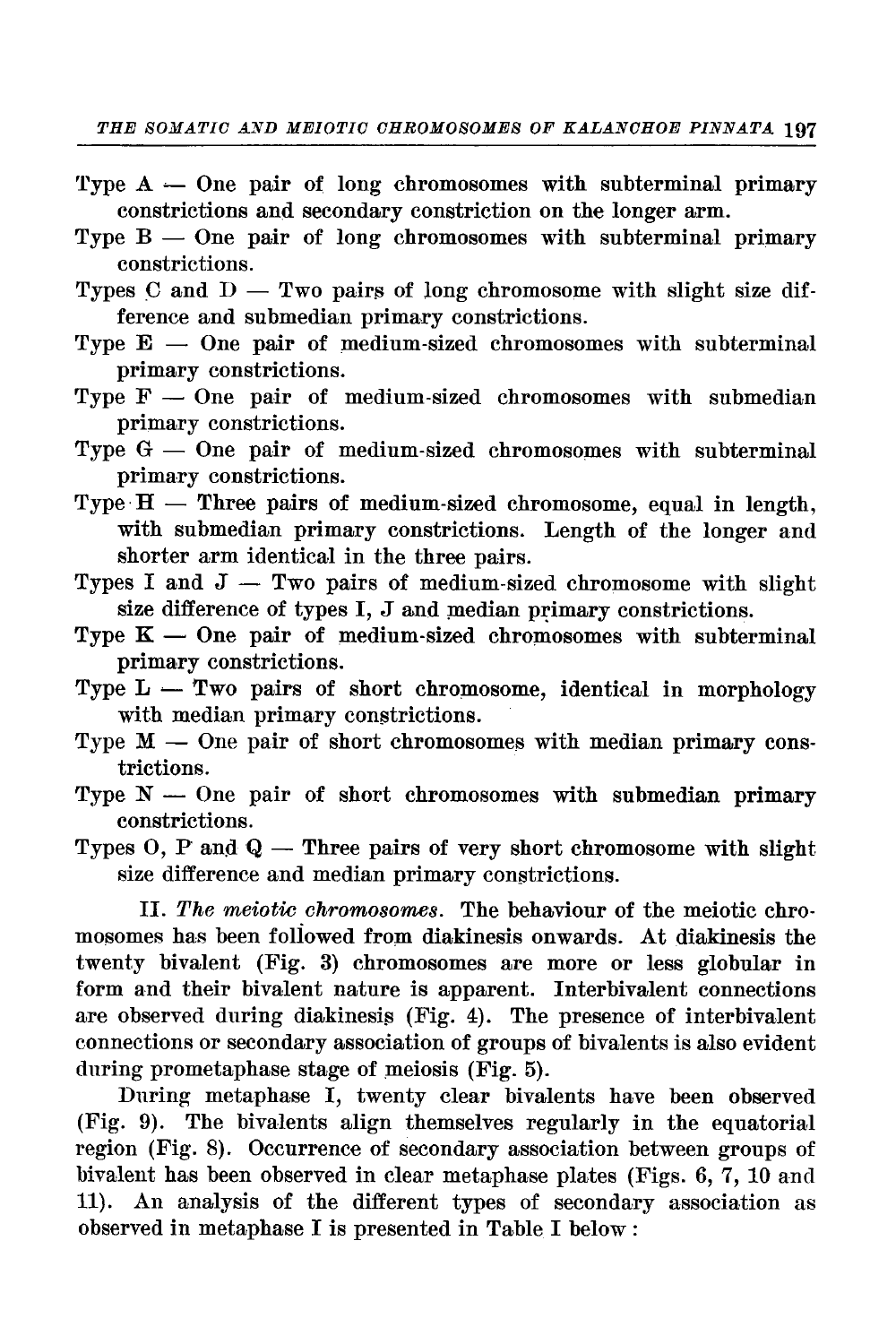Type A — One pair of long chromosomes with subterminal primary constrictions and secondary constriction on the longer arm.

Type B — One pair of long chromosomes with subterminal primary constrictions.

Types C and D — Two pairs of long chromosome with slight size difference and submedian primary constrictions.

Type E — One pair of medium-sized chromosomes with subterminal primary constrictions.

Type F — One pair of medium-sized chromosomes with submedian primary constrictions.

Type G — One pair of medium-sized chromosomes with subterminal primary constrictions.

Type H — Three pairs of medium-sized chromosome, equal in length, with submedian primary constrictions. Length of the longer and shorter arm identical in the three pairs.

Types I and J — Two pairs of medium-sized chromosome with slight size difference of types I, J and median primary constrictions.

Type K — One pair of medium-sized chromosomes with subterminal primary constrictions.

Type L — Two pairs of short chromosome, identical in morphology with median primary constrictions.

Type M — One pair of short chromosomes with median primary constrictions.

Type N — One pair of short chromosomes with submedian primary constrictions.

Types O, P and Q — Three pairs of very short chromosome with slight size difference and median primary constrictions.

II. *The meiotic chromosomes*. The behaviour of the meiotic chromosomes has been followed from diakinesis onwards. At diakinesis the twenty bivalent (Fig. 3) chromosomes are more or less globular in form and their bivalent nature is apparent. Interbivalent connections are observed during diakinesis (Fig. 4). The presence of interbivalent connections or secondary association of groups of bivalents is also evident during prometaphase stage of meiosis (Fig. 5).

During metaphase I, twenty clear bivalents have been observed (Fig. 9). The bivalents align themselves regularly in the equatorial region (Fig. 8). Occurrence of secondary association between groups of bivalent has been observed in clear metaphase plates (Figs. 6, 7, 10 and 11). An analysis of the different types of secondary association as observed in metaphase I is presented in Table I below :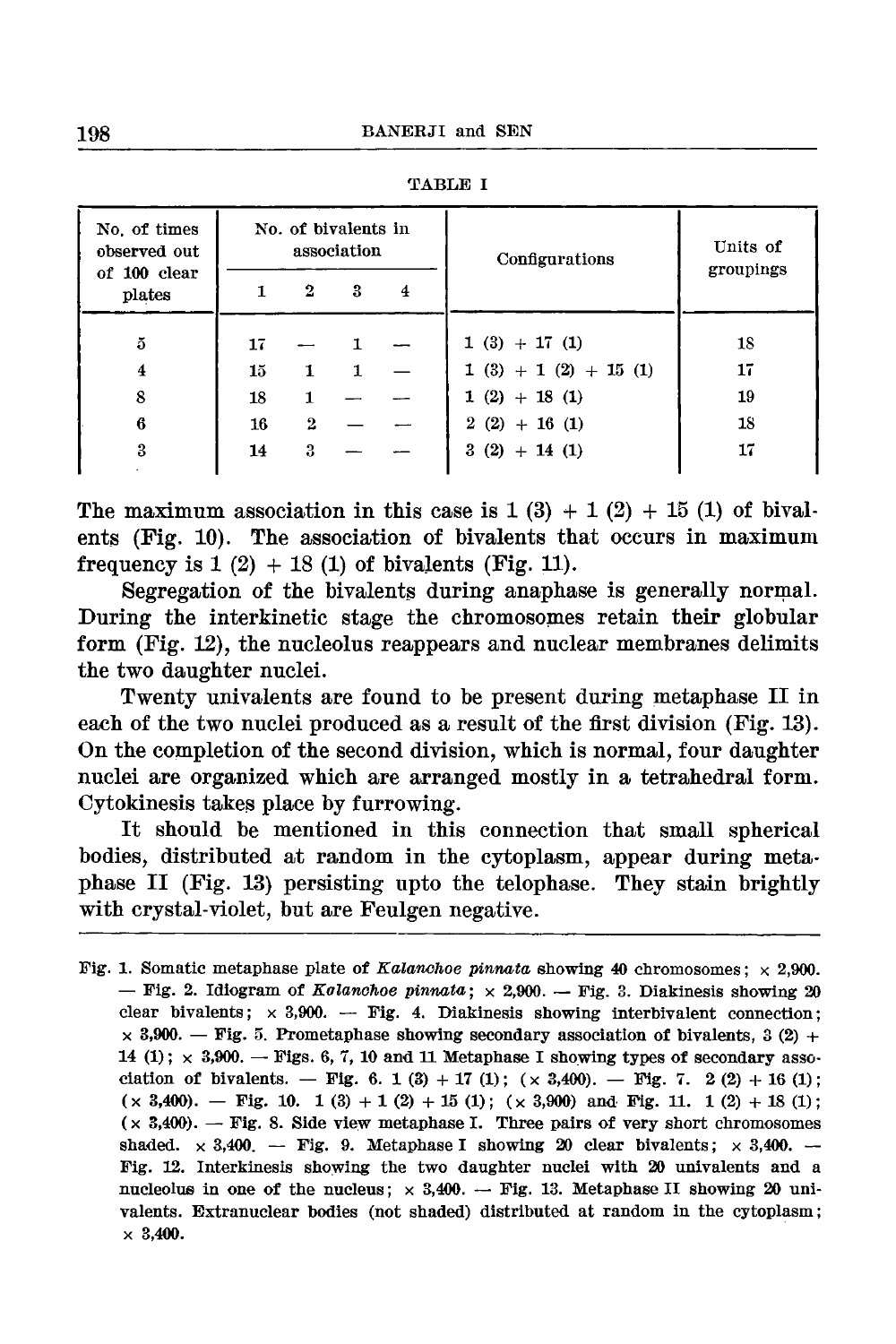TABLE I

| No. of times observed out of 100 clear plates | No. of bivalents in association | | | | Configurations | Units of groupings |
|---|---|---|---|---|---|---|
| | 1 | 2 | 3 | 4 | | |
| 5 | 17 | — | 1 | — | 1 (3) + 17 (1) | 18 |
| 4 | 15 | 1 | 1 | — | 1 (3) + 1 (2) + 15 (1) | 17 |
| 8 | 18 | 1 | — | — | 1 (2) + 18 (1) | 19 |
| 6 | 16 | 2 | — | — | 2 (2) + 16 (1) | 18 |
| 3 | 14 | 3 | — | — | 3 (2) + 14 (1) | 17 |

The maximum association in this case is 1 (3) + 1 (2) + 15 (1) of bivalents (Fig. 10). The association of bivalents that occurs in maximum frequency is 1 (2) + 18 (1) of bivalents (Fig. 11).

Segregation of the bivalents during anaphase is generally normal. During the interkinetic stage the chromosomes retain their globular form (Fig. 12), the nucleolus reappears and nuclear membranes delimits the two daughter nuclei.

Twenty univalents are found to be present during metaphase II in each of the two nuclei produced as a result of the first division (Fig. 13). On the completion of the second division, which is normal, four daughter nuclei are organized which are arranged mostly in a tetrahedral form. Cytokinesis takes place by furrowing.

It should be mentioned in this connection that small spherical bodies, distributed at random in the cytoplasm, appear during metaphase II (Fig. 13) persisting upto the telophase. They stain brightly with crystal-violet, but are Feulgen negative.

---

Fig. 1. Somatic metaphase plate of *Kalanchoe pinnata* showing 40 chromosomes; × 2,900. — Fig. 2. Idiogram of *Kalanchoe pinnata*; × 2,900. — Fig. 3. Diakinesis showing 20 clear bivalents; × 3,900. — Fig. 4. Diakinesis showing interbivalent connection; × 3,900. — Fig. 5. Prometaphase showing secondary association of bivalents, 3 (2) + 14 (1); × 3,900. — Figs. 6, 7, 10 and 11 Metaphase I showing types of secondary association of bivalents. — Fig. 6. 1 (3) + 17 (1); (× 3,400). — Fig. 7. 2 (2) + 16 (1); (× 3,400). — Fig. 10. 1 (3) + 1 (2) + 15 (1); (× 3,900) and Fig. 11. 1 (2) + 18 (1); (× 3,400). — Fig. 8. Side view metaphase I. Three pairs of very short chromosomes shaded. × 3,400. — Fig. 9. Metaphase I showing 20 clear bivalents; × 3,400. — Fig. 12. Interkinesis showing the two daughter nuclei with 20 univalents and a nucleolus in one of the nucleus; × 3,400. — Fig. 13. Metaphase II showing 20 univalents. Extranuclear bodies (not shaded) distributed at random in the cytoplasm; × 3,400.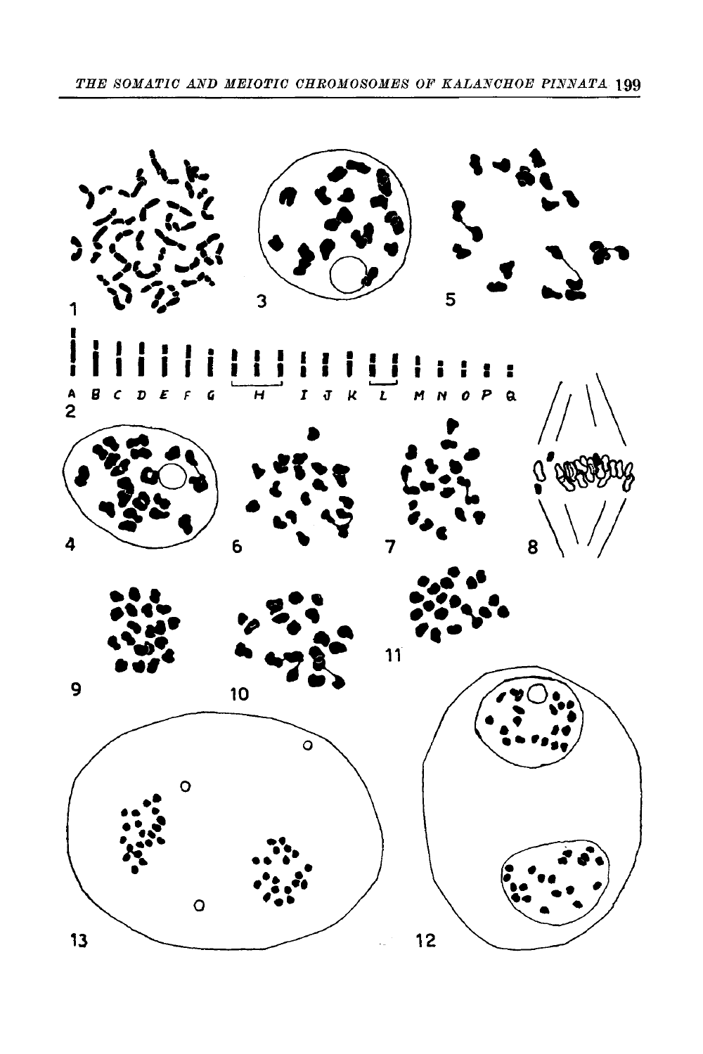1

2

A B C D E F G H I J K L M N O P Q

3

4

5

6

7

8

9

10

11

12

13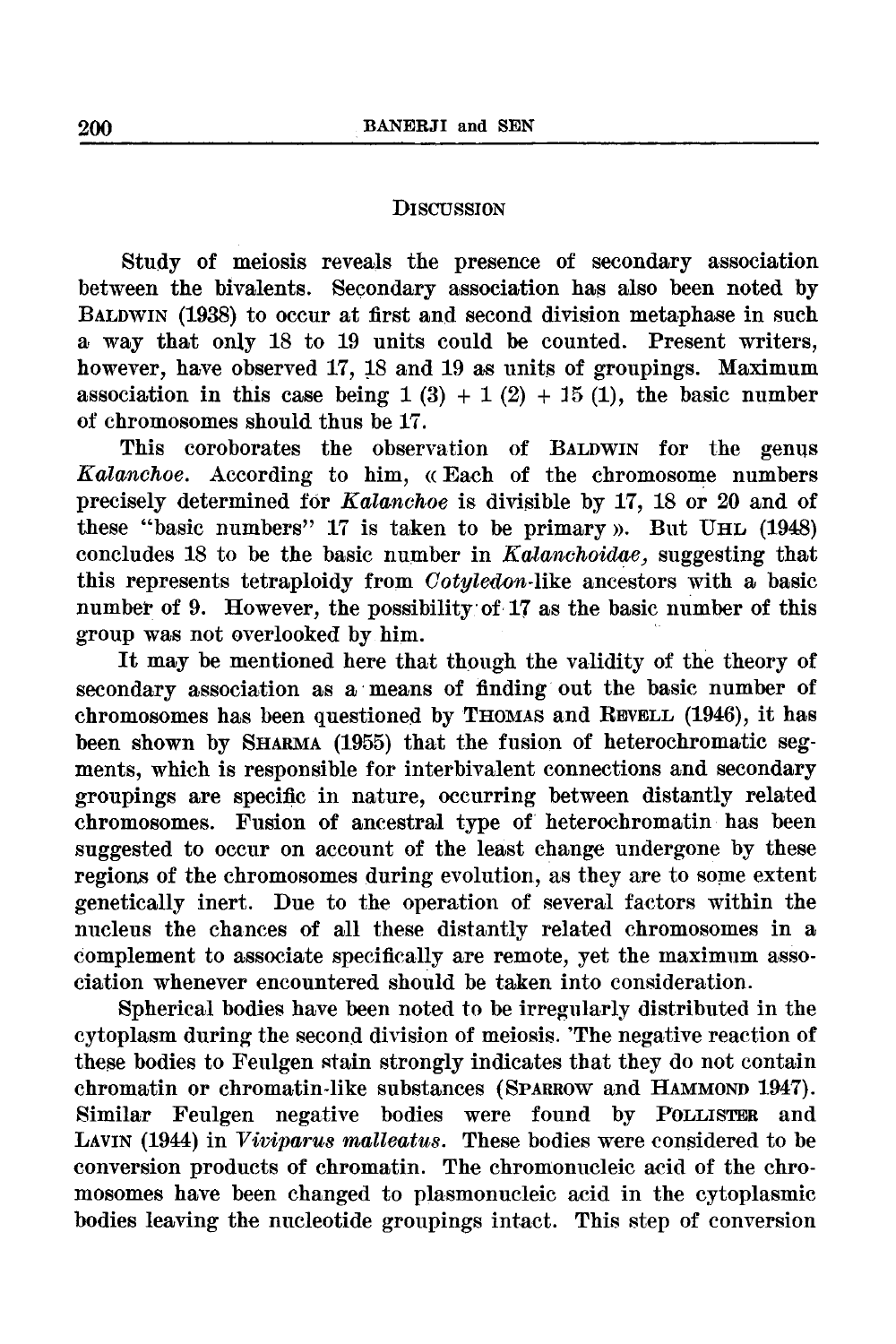## Discussion

Study of meiosis reveals the presence of secondary association between the bivalents. Secondary association has also been noted by BALDWIN (1938) to occur at first and second division metaphase in such a way that only 18 to 19 units could be counted. Present writers, however, have observed 17, 18 and 19 as units of groupings. Maximum association in this case being 1 (3) + 1 (2) + 15 (1), the basic number of chromosomes should thus be 17.

This coroborates the observation of BALDWIN for the genus *Kalanchoe*. According to him, « Each of the chromosome numbers precisely determined for *Kalanchoe* is divisible by 17, 18 or 20 and of these "basic numbers" 17 is taken to be primary ». But UHL (1948) concludes 18 to be the basic number in *Kalanchoidae*, suggesting that this represents tetraploidy from *Cotyledon*-like ancestors with a basic number of 9. However, the possibility of 17 as the basic number of this group was not overlooked by him.

It may be mentioned here that though the validity of the theory of secondary association as a means of finding out the basic number of chromosomes has been questioned by THOMAS and REVELL (1946), it has been shown by SHARMA (1955) that the fusion of heterochromatic segments, which is responsible for interbivalent connections and secondary groupings are specific in nature, occurring between distantly related chromosomes. Fusion of ancestral type of heterochromatin has been suggested to occur on account of the least change undergone by these regions of the chromosomes during evolution, as they are to some extent genetically inert. Due to the operation of several factors within the nucleus the chances of all these distantly related chromosomes in a complement to associate specifically are remote, yet the maximum association whenever encountered should be taken into consideration.

Spherical bodies have been noted to be irregularly distributed in the cytoplasm during the second division of meiosis. The negative reaction of these bodies to Feulgen stain strongly indicates that they do not contain chromatin or chromatin-like substances (SPARROW and HAMMOND 1947). Similar Feulgen negative bodies were found by POLLISTER and LAVIN (1944) in *Viviparus malleatus*. These bodies were considered to be conversion products of chromatin. The chromonucleic acid of the chromosomes have been changed to plasmonucleic acid in the cytoplasmic bodies leaving the nucleotide groupings intact. This step of conversion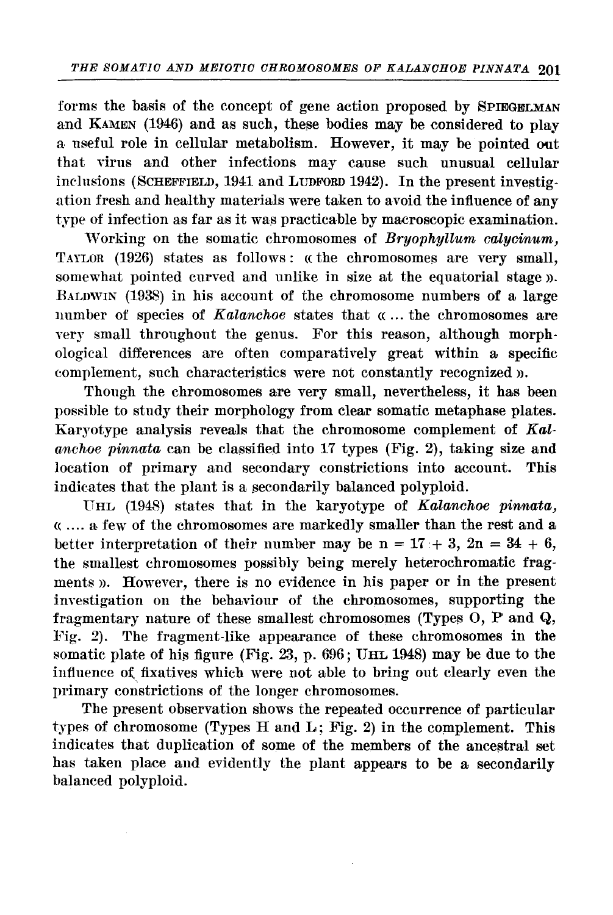forms the basis of the concept of gene action proposed by SPIEGELMAN and KAMEN (1946) and as such, these bodies may be considered to play a useful role in cellular metabolism. However, it may be pointed out that virus and other infections may cause such unusual cellular inclusions (SCHEFFIELD, 1941 and LUDFORD 1942). In the present investigation fresh and healthy materials were taken to avoid the influence of any type of infection as far as it was practicable by macroscopic examination.

Working on the somatic chromosomes of *Bryophyllum calycinum*, TAYLOR (1926) states as follows: « the chromosomes are very small, somewhat pointed curved and unlike in size at the equatorial stage ». BALDWIN (1938) in his account of the chromosome numbers of a large number of species of *Kalanchoe* states that « ... the chromosomes are very small throughout the genus. For this reason, although morphological differences are often comparatively great within a specific complement, such characteristics were not constantly recognized ».

Though the chromosomes are very small, nevertheless, it has been possible to study their morphology from clear somatic metaphase plates. Karyotype analysis reveals that the chromosome complement of *Kalanchoe pinnata* can be classified into 17 types (Fig. 2), taking size and location of primary and secondary constrictions into account. This indicates that the plant is a secondarily balanced polyploid.

UHL (1948) states that in the karyotype of *Kalanchoe pinnata*, « .... a few of the chromosomes are markedly smaller than the rest and a better interpretation of their number may be $n = 17 + 3$, $2n = 34 + 6$, the smallest chromosomes possibly being merely heterochromatic fragments ». However, there is no evidence in his paper or in the present investigation on the behaviour of the chromosomes, supporting the fragmentary nature of these smallest chromosomes (Types O, P and Q, Fig. 2). The fragment-like appearance of these chromosomes in the somatic plate of his figure (Fig. 23, p. 696; UHL 1948) may be due to the influence of fixatives which were not able to bring out clearly even the primary constrictions of the longer chromosomes.

The present observation shows the repeated occurrence of particular types of chromosome (Types H and L; Fig. 2) in the complement. This indicates that duplication of some of the members of the ancestral set has taken place and evidently the plant appears to be a secondarily balanced polyploid.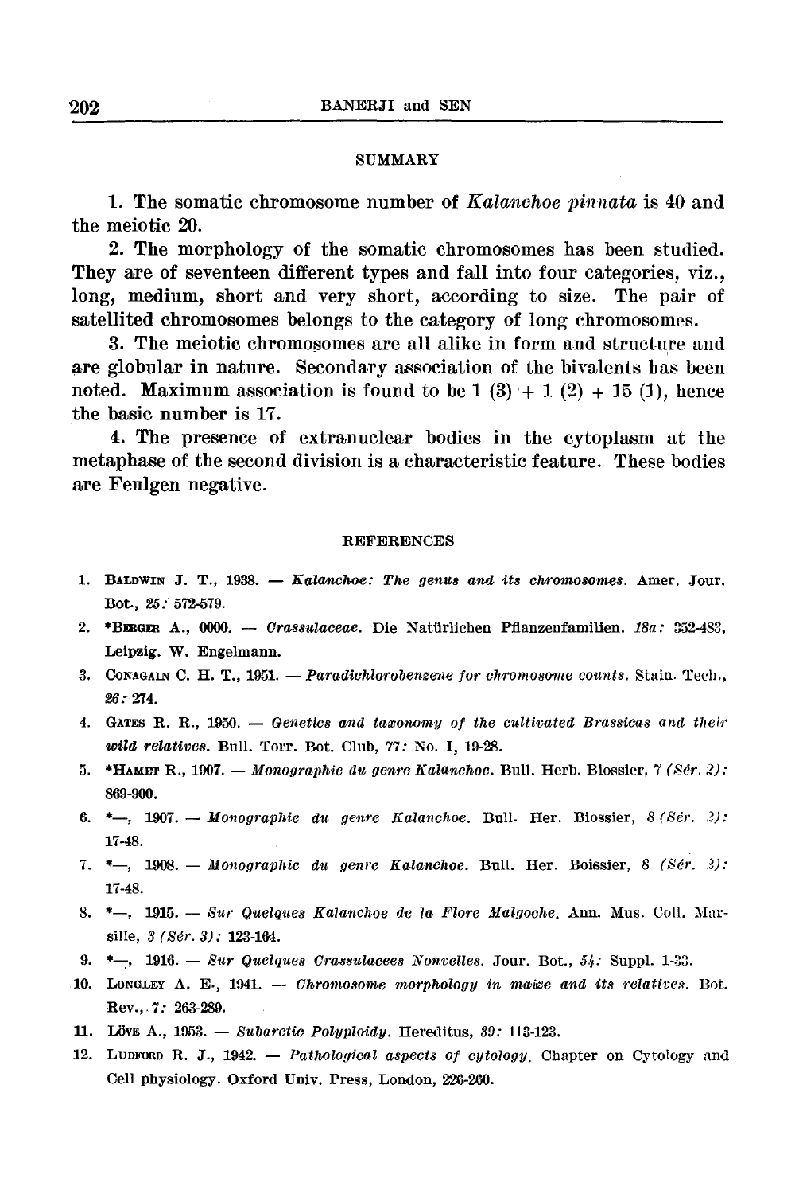## SUMMARY

1. The somatic chromosome number of *Kalanchoe pinnata* is 40 and the meiotic 20.

2. The morphology of the somatic chromosomes has been studied. They are of seventeen different types and fall into four categories, viz., long, medium, short and very short, according to size. The pair of satellited chromosomes belongs to the category of long chromosomes.

3. The meiotic chromosomes are all alike in form and structure and are globular in nature. Secondary association of the bivalents has been noted. Maximum association is found to be 1 (3) + 1 (2) + 15 (1), hence the basic number is 17.

4. The presence of extranuclear bodies in the cytoplasm at the metaphase of the second division is a characteristic feature. These bodies are Feulgen negative.

## REFERENCES

1. BALDWIN J. T., 1938. — *Kalanchoe: The genus and its chromosomes.* Amer. Jour. Bot., *25:* 572-579.
2. *BERGER A., 0000. — *Crassulaceae.* Die Natürlichen Pflanzenfamilien. *18a:* 352-483, Leipzig. W. Engelmann.
3. CONAGAIN C. H. T., 1951. — *Paradichlorobenzene for chromosome counts.* Stain. Tech., *26:* 274.
4. GATES R. R., 1950. — *Genetics and taxonomy of the cultivated Brassicas and their wild relatives.* Bull. Torr. Bot. Club, *77:* No. I, 19-28.
5. *HAMET R., 1907. — *Monographie du genre Kalanchoe.* Bull. Herb. Biossier, *7 (Sér. 2):* 869-900.
6. *—, 1907. — *Monographie du genre Kalanchoe.* Bull. Her. Biossier, *8 (Sér. 2):* 17-48.
7. *—, 1908. — *Monographie du genre Kalanchoe.* Bull. Her. Boissier, *8 (Sér. 2):* 17-48.
8. *—, 1915. — *Sur Quelques Kalanchoe de la Flore Malgoche.* Ann. Mus. Coll. Marsille, *3 (Sér. 3):* 123-164.
9. *—, 1916. — *Sur Quelques Crassulacees Nonvelles.* Jour. Bot., *54:* Suppl. 1-33.
10. LONGLEY A. E., 1941. — *Chromosome morphology in maize and its relatives.* Bot. Rev., *7:* 263-289.
11. LÖVE A., 1953. — *Subarctic Polyploidy.* Hereditus, *39:* 113-123.
12. LUDFORD R. J., 1942. — *Pathological aspects of cytology.* Chapter on Cytology and Cell physiology. Oxford Univ. Press, London, 226-260.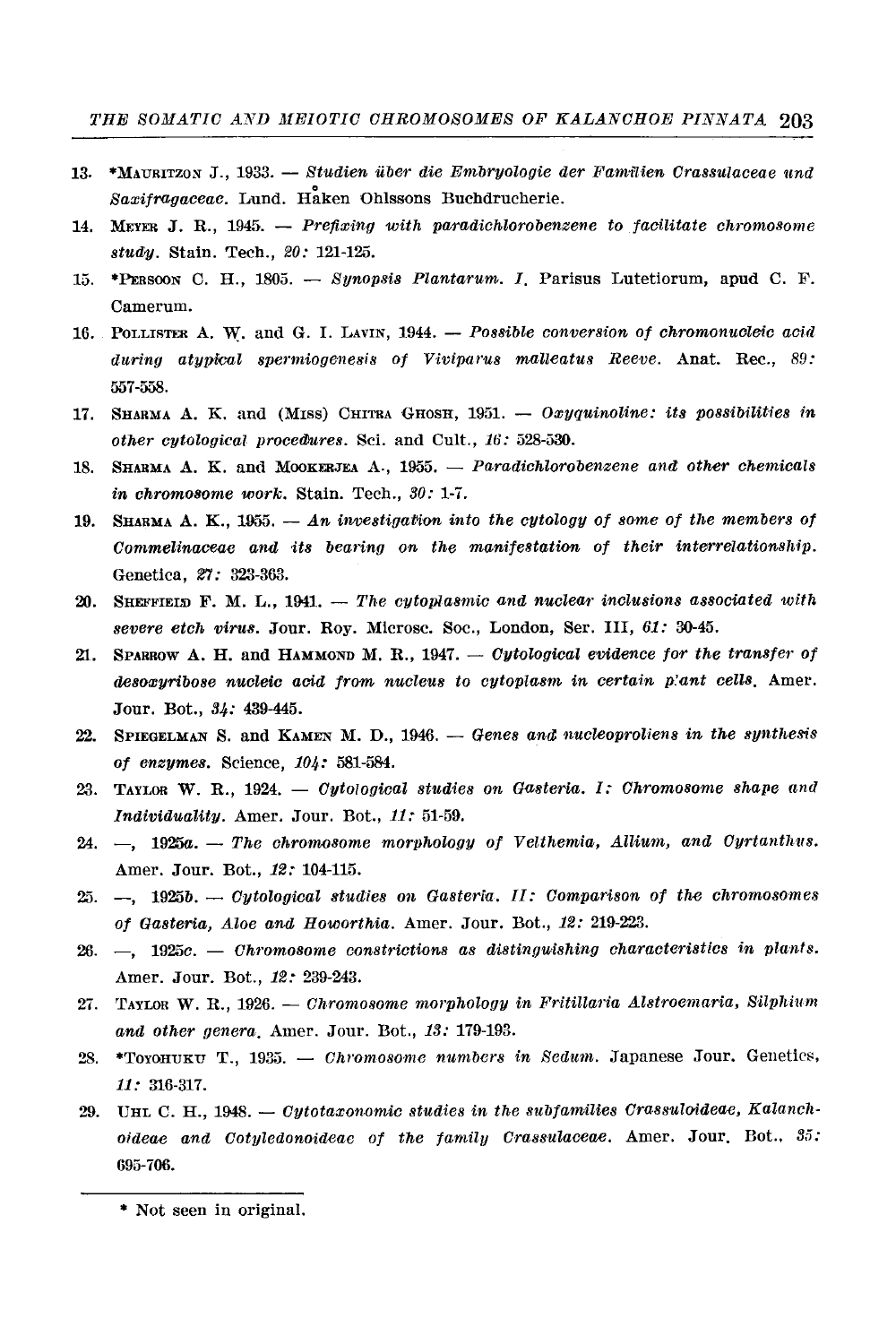13. *MAURITZON J., 1933. — *Studien über die Embryologie der Familien Crassulaceae und Saxifragaceae.* Lund. Håken Ohlssons Buchdrucherie.
14. MEYER J. R., 1945. — *Prefixing with paradichlorobenzene to facilitate chromosome study.* Stain. Tech., *20:* 121-125.
15. *PERSOON C. H., 1805. — *Synopsis Plantarum. I.* Parisus Lutetiorum, apud C. F. Camerum.
16. POLLISTER A. W. and G. I. LAVIN, 1944. — *Possible conversion of chromonucleic acid during atypical spermiogenesis of Viviparus malleatus Reeve.* Anat. Rec., *89:* 557-558.
17. SHARMA A. K. and (MISS) CHITRA GHOSH, 1951. — *Oxyquinoline: its possibilities in other cytological procedures.* Sci. and Cult., *16:* 528-530.
18. SHARMA A. K. and MOOKERJEA A., 1955. — *Paradichlorobenzene and other chemicals in chromosome work.* Stain. Tech., *30:* 1-7.
19. SHARMA A. K., 1955. — *An investigation into the cytology of some of the members of Commelinaceae and its bearing on the manifestation of their interrelationship.* Genetica, *27:* 323-363.
20. SHEFFIELD F. M. L., 1941. — *The cytoplasmic and nuclear inclusions associated with severe etch virus.* Jour. Roy. Microsc. Soc., London, Ser. III, *61:* 30-45.
21. SPARROW A. H. and HAMMOND M. R., 1947. — *Cytological evidence for the transfer of desoxyribose nucleic acid from nucleus to cytoplasm in certain plant cells.* Amer. Jour. Bot., *34:* 439-445.
22. SPIEGELMAN S. and KAMEN M. D., 1946. — *Genes and nucleoproliens in the synthesis of enzymes.* Science, *104:* 581-584.
23. TAYLOR W. R., 1924. — *Cytological studies on Gasteria. I: Chromosome shape and Individuality.* Amer. Jour. Bot., *11:* 51-59.
24. —, 1925a. — *The chromosome morphology of Velthemia, Allium, and Cyrtanthus.* Amer. Jour. Bot., *12:* 104-115.
25. —, 1925b. — *Cytological studies on Gasteria. II: Comparison of the chromosomes of Gasteria, Aloe and Howorthia.* Amer. Jour. Bot., *12:* 219-223.
26. —, 1925c. — *Chromosome constrictions as distinguishing characteristics in plants.* Amer. Jour. Bot., *12:* 239-243.
27. TAYLOR W. R., 1926. — *Chromosome morphology in Fritillaria Alstroemaria, Silphium and other genera.* Amer. Jour. Bot., *13:* 179-193.
28. *TOYOHUKU T., 1935. — *Chromosome numbers in Sedum.* Japanese Jour. Genetics, *11:* 316-317.
29. UHL C. H., 1948. — *Cytotaxonomic studies in the subfamilies Crassuloideae, Kalanchoideae and Cotyledonoideae of the family Crassulaceae.* Amer. Jour. Bot., *35:* 695-706.

---

\* Not seen in original.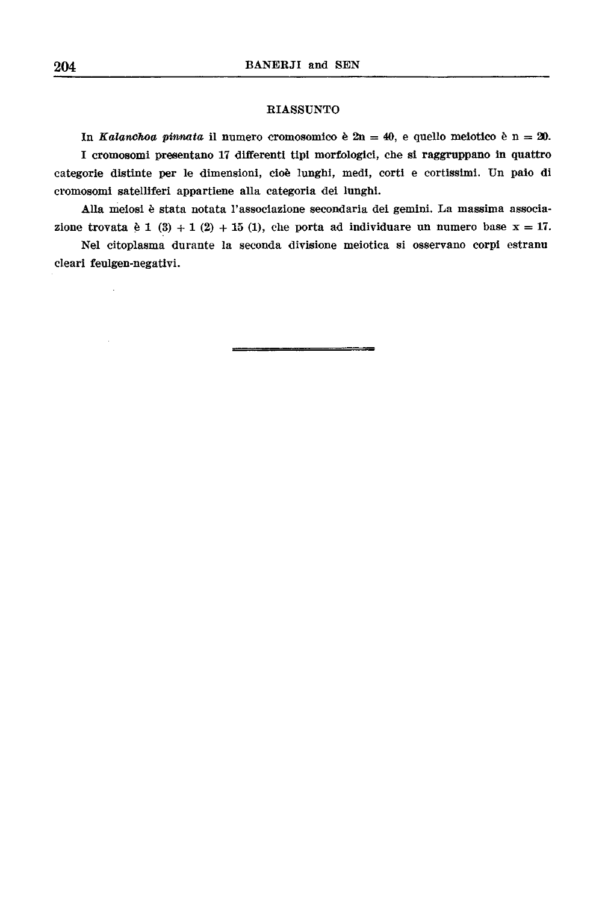## RIASSUNTO

In ***Kalanchoa pinnata*** il numero cromosomico è $2n = 40$, e quello meiotico è $n = 20$. I cromosomi presentano 17 differenti tipi morfologici, che si raggruppano in quattro categorie distinte per le dimensioni, cioè lunghi, medi, corti e cortissimi. Un paio di cromosomi satelliferi appartiene alla categoria dei lunghi.

Alla meiosi è stata notata l'associazione secondaria dei gemini. La massima associazione trovata è 1 (3) + 1 (2) + 15 (1), che porta ad individuare un numero base $x = 17$.

Nel citoplasma durante la seconda divisione meiotica si osservano corpi estranucleari feulgen-negativi.